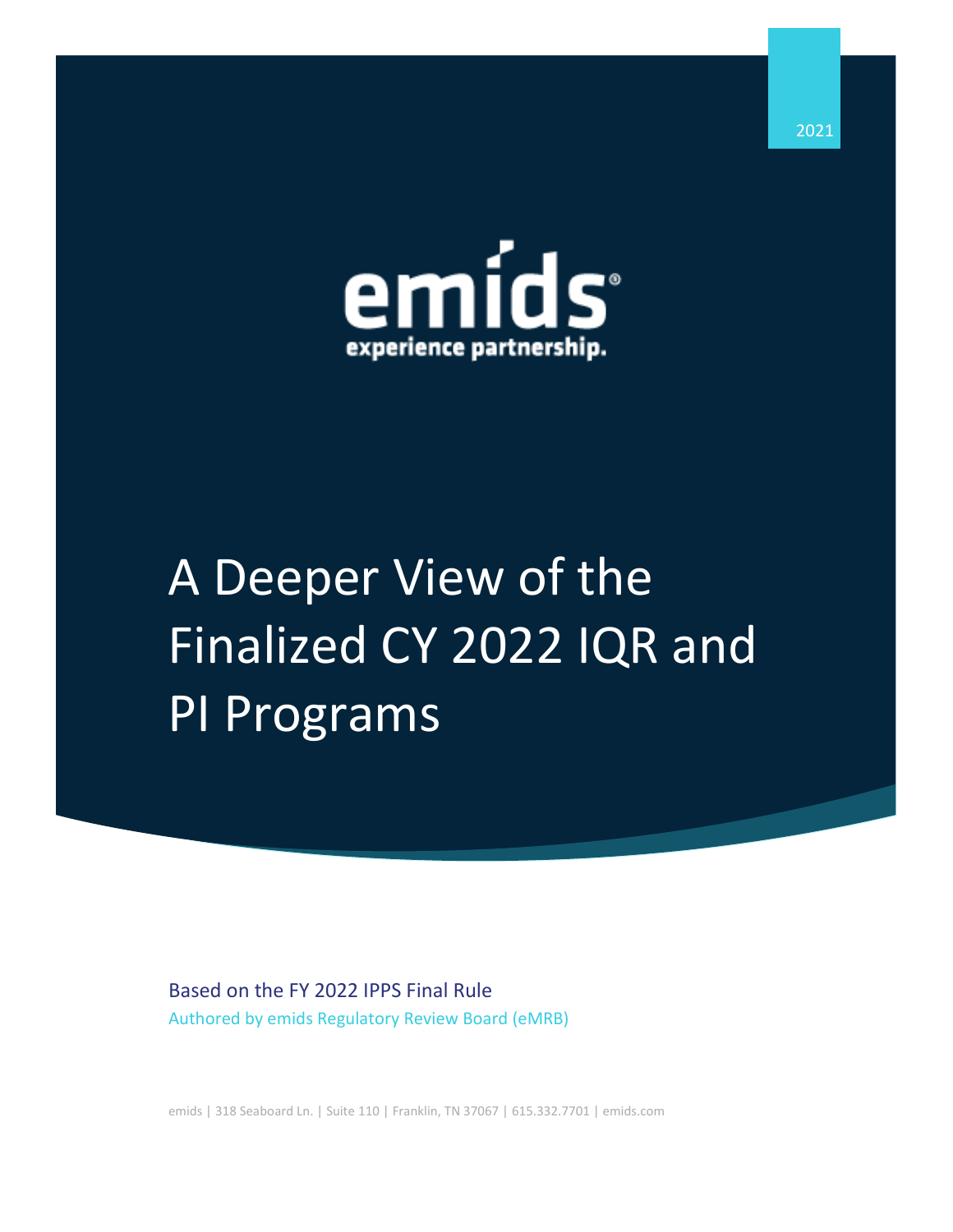2021

emids

experience partnership.

# A Deeper View of the Finalized CY 2022 IQR and PI Programs

Based on the FY 2022 IPPS Final Rule

Authored by emids Regulatory Review Board (eMRB)

emids | 318 Seaboard Ln. | Suite 110 | Franklin, TN 37067 | 615.332.7701 | emids.com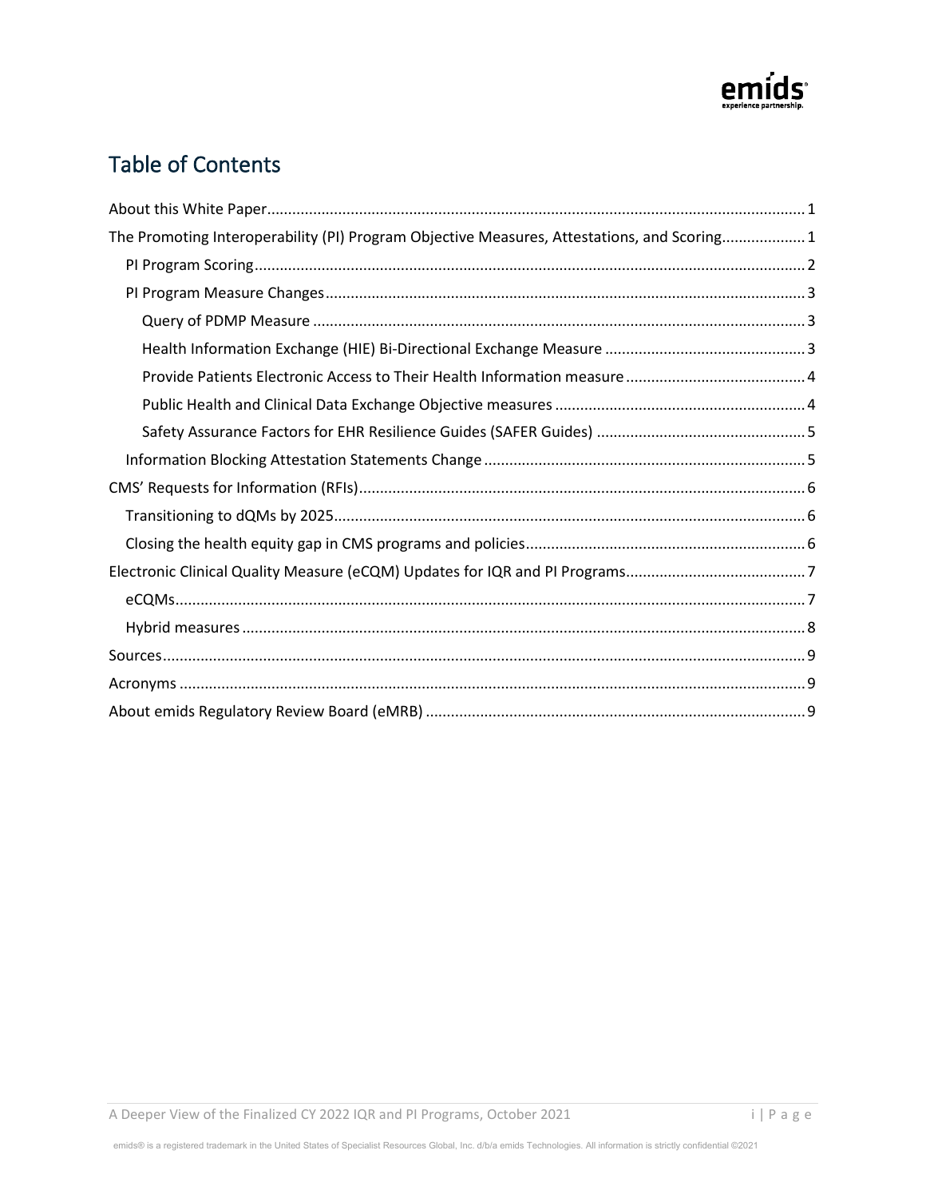# Table of Contents

- About this White Paper ........ 1
- The Promoting Interoperability (PI) Program Objective Measures, Attestations, and Scoring ........ 1
  - PI Program Scoring ........ 2
  - PI Program Measure Changes ........ 3
    - Query of PDMP Measure ........ 3
    - Health Information Exchange (HIE) Bi-Directional Exchange Measure ........ 3
    - Provide Patients Electronic Access to Their Health Information measure ........ 4
    - Public Health and Clinical Data Exchange Objective measures ........ 4
    - Safety Assurance Factors for EHR Resilience Guides (SAFER Guides) ........ 5
  - Information Blocking Attestation Statements Change ........ 5
- CMS' Requests for Information (RFIs) ........ 6
  - Transitioning to dQMs by 2025 ........ 6
  - Closing the health equity gap in CMS programs and policies ........ 6
- Electronic Clinical Quality Measure (eCQM) Updates for IQR and PI Programs ........ 7
  - eCQMs ........ 7
  - Hybrid measures ........ 8
- Sources ........ 9
- Acronyms ........ 9
- About emids Regulatory Review Board (eMRB) ........ 9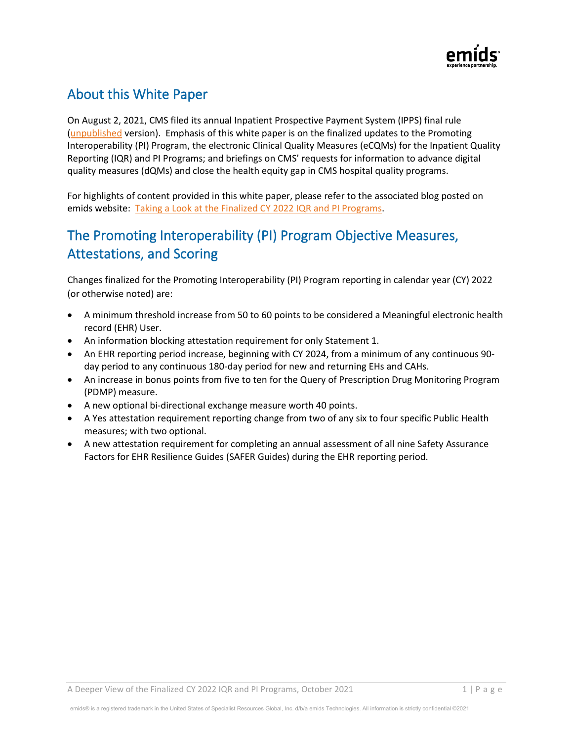## About this White Paper

On August 2, 2021, CMS filed its annual Inpatient Prospective Payment System (IPPS) final rule (unpublished version). Emphasis of this white paper is on the finalized updates to the Promoting Interoperability (PI) Program, the electronic Clinical Quality Measures (eCQMs) for the Inpatient Quality Reporting (IQR) and PI Programs; and briefings on CMS' requests for information to advance digital quality measures (dQMs) and close the health equity gap in CMS hospital quality programs.

For highlights of content provided in this white paper, please refer to the associated blog posted on emids website: Taking a Look at the Finalized CY 2022 IQR and PI Programs.

## The Promoting Interoperability (PI) Program Objective Measures, Attestations, and Scoring

Changes finalized for the Promoting Interoperability (PI) Program reporting in calendar year (CY) 2022 (or otherwise noted) are:

- A minimum threshold increase from 50 to 60 points to be considered a Meaningful electronic health record (EHR) User.
- An information blocking attestation requirement for only Statement 1.
- An EHR reporting period increase, beginning with CY 2024, from a minimum of any continuous 90-day period to any continuous 180-day period for new and returning EHs and CAHs.
- An increase in bonus points from five to ten for the Query of Prescription Drug Monitoring Program (PDMP) measure.
- A new optional bi-directional exchange measure worth 40 points.
- A Yes attestation requirement reporting change from two of any six to four specific Public Health measures; with two optional.
- A new attestation requirement for completing an annual assessment of all nine Safety Assurance Factors for EHR Resilience Guides (SAFER Guides) during the EHR reporting period.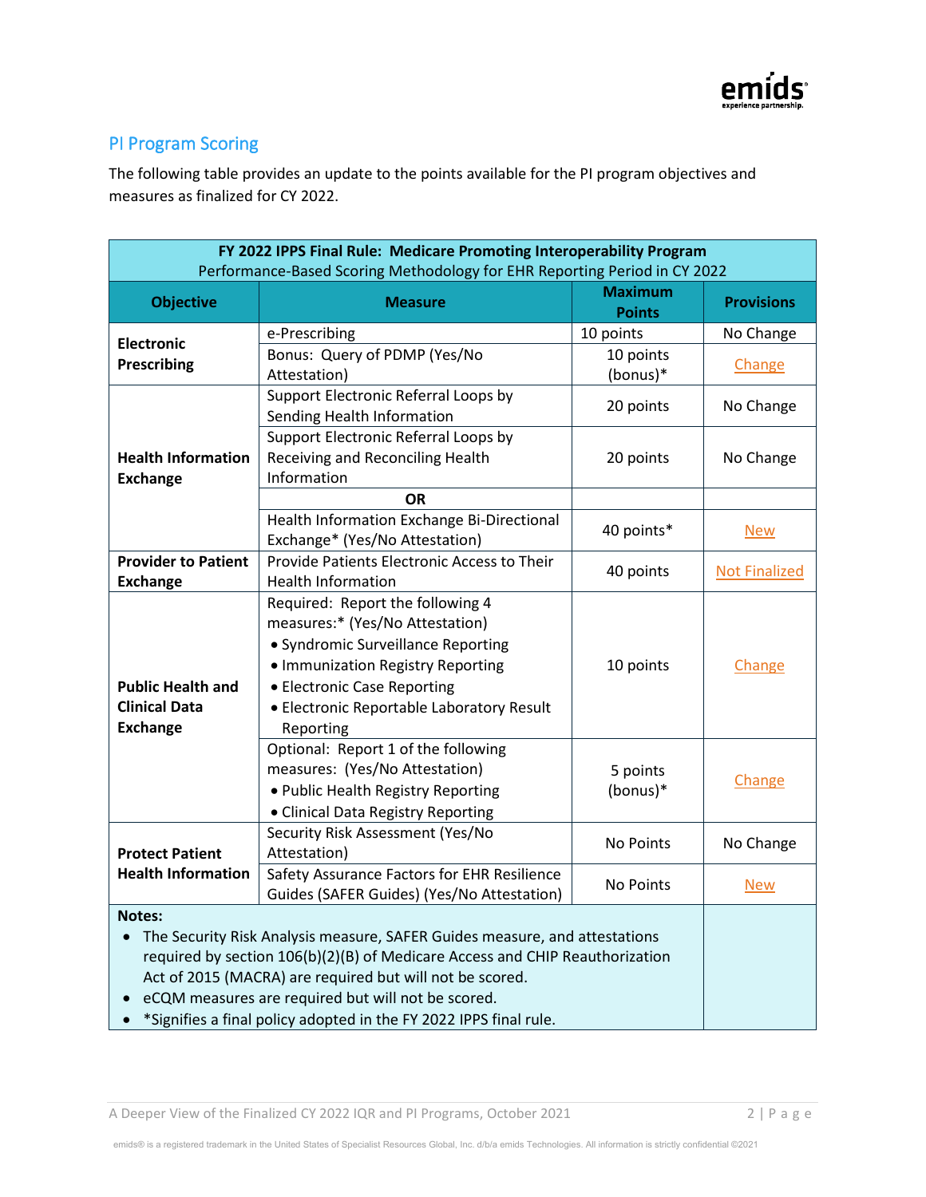## PI Program Scoring

The following table provides an update to the points available for the PI program objectives and measures as finalized for CY 2022.

| **FY 2022 IPPS Final Rule: Medicare Promoting Interoperability Program**<br>Performance-Based Scoring Methodology for EHR Reporting Period in CY 2022 | | | |
|---|---|---|---|
| **Objective** | **Measure** | **Maximum Points** | **Provisions** |
| **Electronic Prescribing** | e-Prescribing | 10 points | No Change |
| | Bonus: Query of PDMP (Yes/No Attestation) | 10 points (bonus)* | Change |
| **Health Information Exchange** | Support Electronic Referral Loops by Sending Health Information | 20 points | No Change |
| | Support Electronic Referral Loops by Receiving and Reconciling Health Information | 20 points | No Change |
| | **OR** | | |
| | Health Information Exchange Bi-Directional Exchange* (Yes/No Attestation) | 40 points* | New |
| **Provider to Patient Exchange** | Provide Patients Electronic Access to Their Health Information | 40 points | Not Finalized |
| **Public Health and Clinical Data Exchange** | Required: Report the following 4 measures:* (Yes/No Attestation)<br>• Syndromic Surveillance Reporting<br>• Immunization Registry Reporting<br>• Electronic Case Reporting<br>• Electronic Reportable Laboratory Result Reporting | 10 points | Change |
| | Optional: Report 1 of the following measures: (Yes/No Attestation)<br>• Public Health Registry Reporting<br>• Clinical Data Registry Reporting | 5 points (bonus)* | Change |
| **Protect Patient Health Information** | Security Risk Assessment (Yes/No Attestation) | No Points | No Change |
| | Safety Assurance Factors for EHR Resilience Guides (SAFER Guides) (Yes/No Attestation) | No Points | New |

**Notes:**

- The Security Risk Analysis measure, SAFER Guides measure, and attestations required by section 106(b)(2)(B) of Medicare Access and CHIP Reauthorization Act of 2015 (MACRA) are required but will not be scored.
- eCQM measures are required but will not be scored.
- *Signifies a final policy adopted in the FY 2022 IPPS final rule.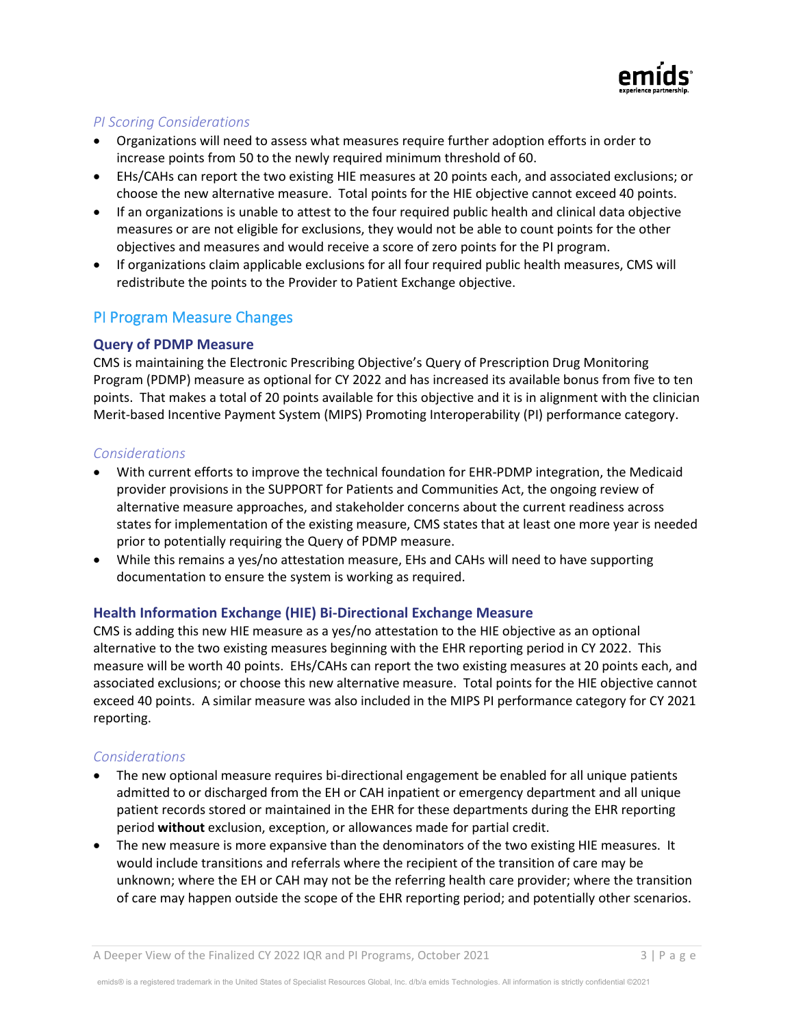*PI Scoring Considerations*

- Organizations will need to assess what measures require further adoption efforts in order to increase points from 50 to the newly required minimum threshold of 60.
- EHs/CAHs can report the two existing HIE measures at 20 points each, and associated exclusions; or choose the new alternative measure. Total points for the HIE objective cannot exceed 40 points.
- If an organizations is unable to attest to the four required public health and clinical data objective measures or are not eligible for exclusions, they would not be able to count points for the other objectives and measures and would receive a score of zero points for the PI program.
- If organizations claim applicable exclusions for all four required public health measures, CMS will redistribute the points to the Provider to Patient Exchange objective.

## PI Program Measure Changes

### Query of PDMP Measure

CMS is maintaining the Electronic Prescribing Objective's Query of Prescription Drug Monitoring Program (PDMP) measure as optional for CY 2022 and has increased its available bonus from five to ten points. That makes a total of 20 points available for this objective and it is in alignment with the clinician Merit-based Incentive Payment System (MIPS) Promoting Interoperability (PI) performance category.

*Considerations*

- With current efforts to improve the technical foundation for EHR-PDMP integration, the Medicaid provider provisions in the SUPPORT for Patients and Communities Act, the ongoing review of alternative measure approaches, and stakeholder concerns about the current readiness across states for implementation of the existing measure, CMS states that at least one more year is needed prior to potentially requiring the Query of PDMP measure.
- While this remains a yes/no attestation measure, EHs and CAHs will need to have supporting documentation to ensure the system is working as required.

### Health Information Exchange (HIE) Bi-Directional Exchange Measure

CMS is adding this new HIE measure as a yes/no attestation to the HIE objective as an optional alternative to the two existing measures beginning with the EHR reporting period in CY 2022. This measure will be worth 40 points. EHs/CAHs can report the two existing measures at 20 points each, and associated exclusions; or choose this new alternative measure. Total points for the HIE objective cannot exceed 40 points. A similar measure was also included in the MIPS PI performance category for CY 2021 reporting.

*Considerations*

- The new optional measure requires bi-directional engagement be enabled for all unique patients admitted to or discharged from the EH or CAH inpatient or emergency department and all unique patient records stored or maintained in the EHR for these departments during the EHR reporting period **without** exclusion, exception, or allowances made for partial credit.
- The new measure is more expansive than the denominators of the two existing HIE measures. It would include transitions and referrals where the recipient of the transition of care may be unknown; where the EH or CAH may not be the referring health care provider; where the transition of care may happen outside the scope of the EHR reporting period; and potentially other scenarios.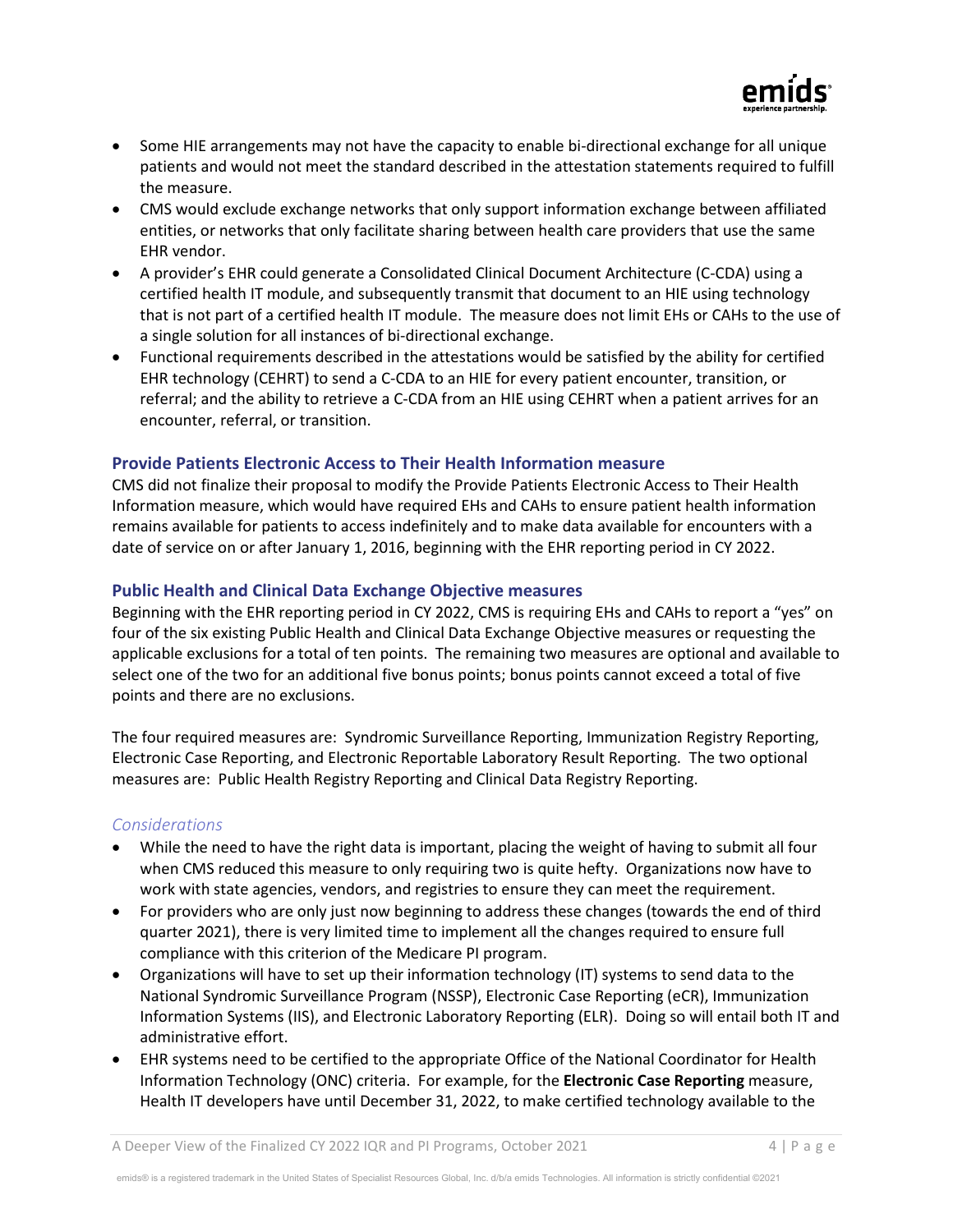- Some HIE arrangements may not have the capacity to enable bi-directional exchange for all unique patients and would not meet the standard described in the attestation statements required to fulfill the measure.
- CMS would exclude exchange networks that only support information exchange between affiliated entities, or networks that only facilitate sharing between health care providers that use the same EHR vendor.
- A provider's EHR could generate a Consolidated Clinical Document Architecture (C-CDA) using a certified health IT module, and subsequently transmit that document to an HIE using technology that is not part of a certified health IT module. The measure does not limit EHs or CAHs to the use of a single solution for all instances of bi-directional exchange.
- Functional requirements described in the attestations would be satisfied by the ability for certified EHR technology (CEHRT) to send a C-CDA to an HIE for every patient encounter, transition, or referral; and the ability to retrieve a C-CDA from an HIE using CEHRT when a patient arrives for an encounter, referral, or transition.

### Provide Patients Electronic Access to Their Health Information measure

CMS did not finalize their proposal to modify the Provide Patients Electronic Access to Their Health Information measure, which would have required EHs and CAHs to ensure patient health information remains available for patients to access indefinitely and to make data available for encounters with a date of service on or after January 1, 2016, beginning with the EHR reporting period in CY 2022.

### Public Health and Clinical Data Exchange Objective measures

Beginning with the EHR reporting period in CY 2022, CMS is requiring EHs and CAHs to report a "yes" on four of the six existing Public Health and Clinical Data Exchange Objective measures or requesting the applicable exclusions for a total of ten points. The remaining two measures are optional and available to select one of the two for an additional five bonus points; bonus points cannot exceed a total of five points and there are no exclusions.

The four required measures are: Syndromic Surveillance Reporting, Immunization Registry Reporting, Electronic Case Reporting, and Electronic Reportable Laboratory Result Reporting. The two optional measures are: Public Health Registry Reporting and Clinical Data Registry Reporting.

#### *Considerations*

- While the need to have the right data is important, placing the weight of having to submit all four when CMS reduced this measure to only requiring two is quite hefty. Organizations now have to work with state agencies, vendors, and registries to ensure they can meet the requirement.
- For providers who are only just now beginning to address these changes (towards the end of third quarter 2021), there is very limited time to implement all the changes required to ensure full compliance with this criterion of the Medicare PI program.
- Organizations will have to set up their information technology (IT) systems to send data to the National Syndromic Surveillance Program (NSSP), Electronic Case Reporting (eCR), Immunization Information Systems (IIS), and Electronic Laboratory Reporting (ELR). Doing so will entail both IT and administrative effort.
- EHR systems need to be certified to the appropriate Office of the National Coordinator for Health Information Technology (ONC) criteria. For example, for the **Electronic Case Reporting** measure, Health IT developers have until December 31, 2022, to make certified technology available to the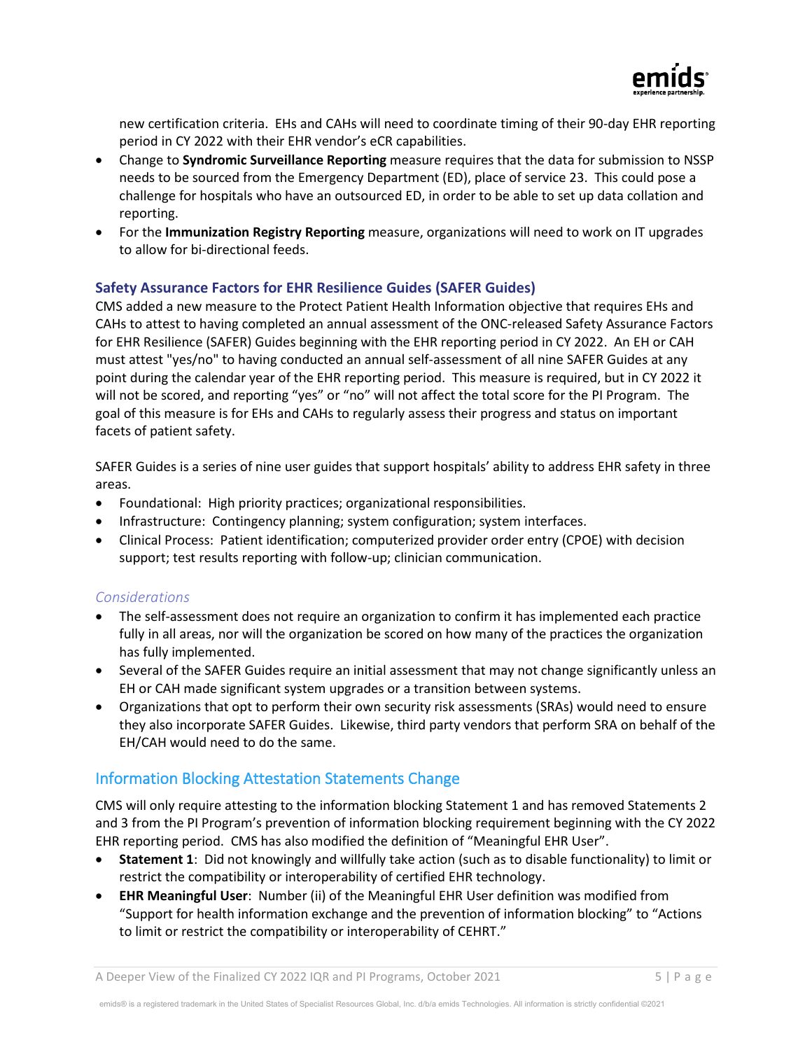new certification criteria. EHs and CAHs will need to coordinate timing of their 90-day EHR reporting period in CY 2022 with their EHR vendor's eCR capabilities.

- Change to **Syndromic Surveillance Reporting** measure requires that the data for submission to NSSP needs to be sourced from the Emergency Department (ED), place of service 23. This could pose a challenge for hospitals who have an outsourced ED, in order to be able to set up data collation and reporting.
- For the **Immunization Registry Reporting** measure, organizations will need to work on IT upgrades to allow for bi-directional feeds.

### Safety Assurance Factors for EHR Resilience Guides (SAFER Guides)

CMS added a new measure to the Protect Patient Health Information objective that requires EHs and CAHs to attest to having completed an annual assessment of the ONC-released Safety Assurance Factors for EHR Resilience (SAFER) Guides beginning with the EHR reporting period in CY 2022. An EH or CAH must attest "yes/no" to having conducted an annual self-assessment of all nine SAFER Guides at any point during the calendar year of the EHR reporting period. This measure is required, but in CY 2022 it will not be scored, and reporting "yes" or "no" will not affect the total score for the PI Program. The goal of this measure is for EHs and CAHs to regularly assess their progress and status on important facets of patient safety.

SAFER Guides is a series of nine user guides that support hospitals' ability to address EHR safety in three areas.

- Foundational: High priority practices; organizational responsibilities.
- Infrastructure: Contingency planning; system configuration; system interfaces.
- Clinical Process: Patient identification; computerized provider order entry (CPOE) with decision support; test results reporting with follow-up; clinician communication.

#### *Considerations*

- The self-assessment does not require an organization to confirm it has implemented each practice fully in all areas, nor will the organization be scored on how many of the practices the organization has fully implemented.
- Several of the SAFER Guides require an initial assessment that may not change significantly unless an EH or CAH made significant system upgrades or a transition between systems.
- Organizations that opt to perform their own security risk assessments (SRAs) would need to ensure they also incorporate SAFER Guides. Likewise, third party vendors that perform SRA on behalf of the EH/CAH would need to do the same.

## Information Blocking Attestation Statements Change

CMS will only require attesting to the information blocking Statement 1 and has removed Statements 2 and 3 from the PI Program's prevention of information blocking requirement beginning with the CY 2022 EHR reporting period. CMS has also modified the definition of "Meaningful EHR User".

- **Statement 1**: Did not knowingly and willfully take action (such as to disable functionality) to limit or restrict the compatibility or interoperability of certified EHR technology.
- **EHR Meaningful User**: Number (ii) of the Meaningful EHR User definition was modified from "Support for health information exchange and the prevention of information blocking" to "Actions to limit or restrict the compatibility or interoperability of CEHRT."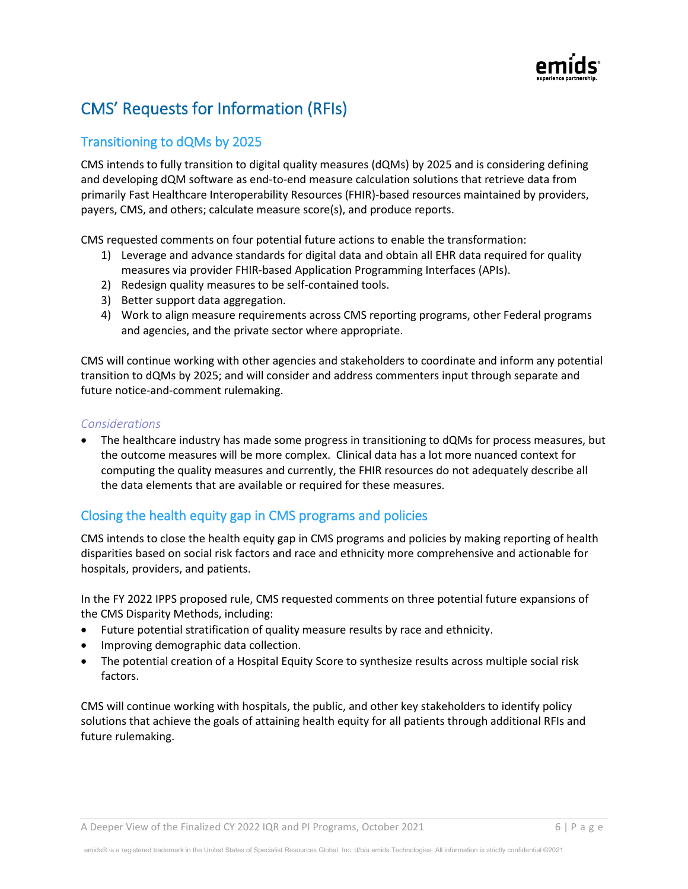# CMS' Requests for Information (RFIs)

## Transitioning to dQMs by 2025

CMS intends to fully transition to digital quality measures (dQMs) by 2025 and is considering defining and developing dQM software as end-to-end measure calculation solutions that retrieve data from primarily Fast Healthcare Interoperability Resources (FHIR)-based resources maintained by providers, payers, CMS, and others; calculate measure score(s), and produce reports.

CMS requested comments on four potential future actions to enable the transformation:

1) Leverage and advance standards for digital data and obtain all EHR data required for quality measures via provider FHIR-based Application Programming Interfaces (APIs).
2) Redesign quality measures to be self-contained tools.
3) Better support data aggregation.
4) Work to align measure requirements across CMS reporting programs, other Federal programs and agencies, and the private sector where appropriate.

CMS will continue working with other agencies and stakeholders to coordinate and inform any potential transition to dQMs by 2025; and will consider and address commenters input through separate and future notice-and-comment rulemaking.

### *Considerations*

- The healthcare industry has made some progress in transitioning to dQMs for process measures, but the outcome measures will be more complex. Clinical data has a lot more nuanced context for computing the quality measures and currently, the FHIR resources do not adequately describe all the data elements that are available or required for these measures.

## Closing the health equity gap in CMS programs and policies

CMS intends to close the health equity gap in CMS programs and policies by making reporting of health disparities based on social risk factors and race and ethnicity more comprehensive and actionable for hospitals, providers, and patients.

In the FY 2022 IPPS proposed rule, CMS requested comments on three potential future expansions of the CMS Disparity Methods, including:

- Future potential stratification of quality measure results by race and ethnicity.
- Improving demographic data collection.
- The potential creation of a Hospital Equity Score to synthesize results across multiple social risk factors.

CMS will continue working with hospitals, the public, and other key stakeholders to identify policy solutions that achieve the goals of attaining health equity for all patients through additional RFIs and future rulemaking.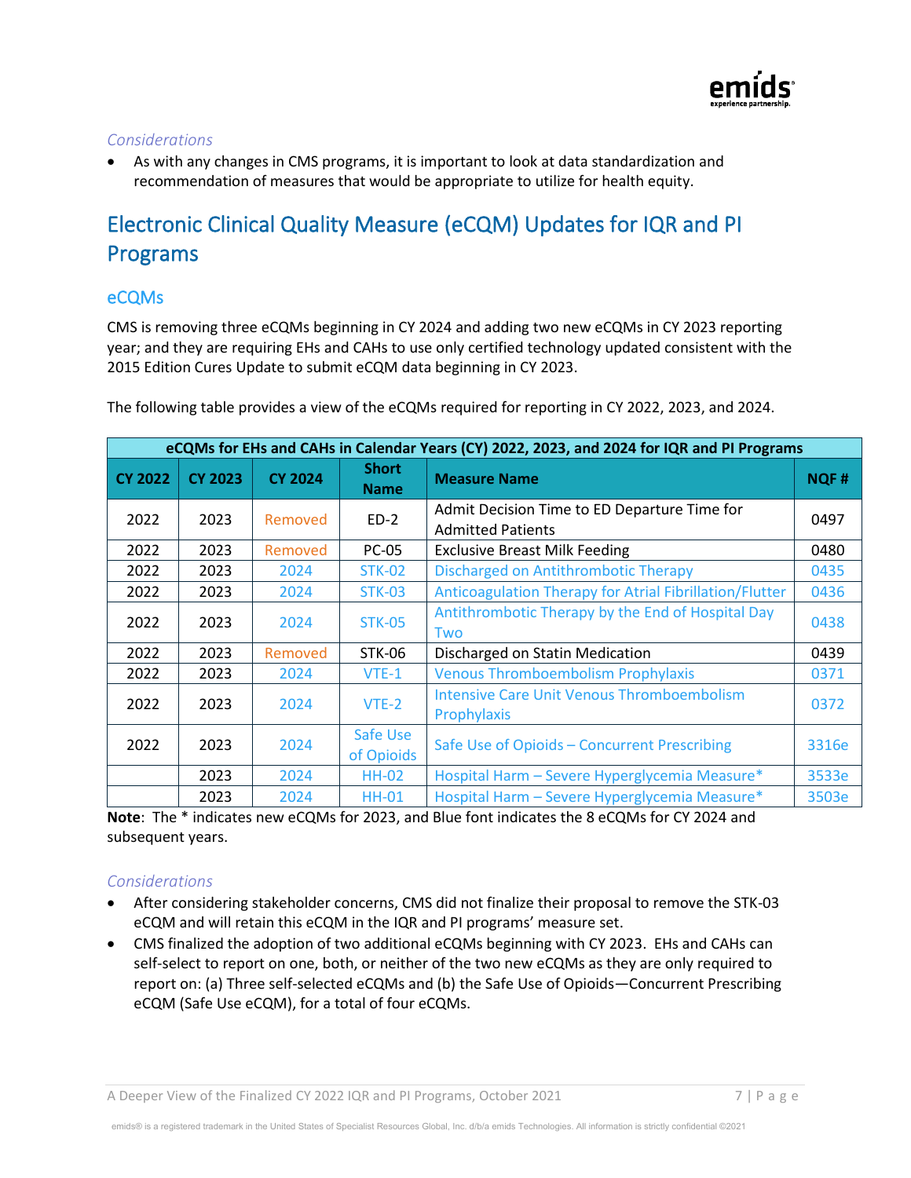### *Considerations*

- As with any changes in CMS programs, it is important to look at data standardization and recommendation of measures that would be appropriate to utilize for health equity.

## Electronic Clinical Quality Measure (eCQM) Updates for IQR and PI Programs

### eCQMs

CMS is removing three eCQMs beginning in CY 2024 and adding two new eCQMs in CY 2023 reporting year; and they are requiring EHs and CAHs to use only certified technology updated consistent with the 2015 Edition Cures Update to submit eCQM data beginning in CY 2023.

The following table provides a view of the eCQMs required for reporting in CY 2022, 2023, and 2024.

| eCQMs for EHs and CAHs in Calendar Years (CY) 2022, 2023, and 2024 for IQR and PI Programs | | | | | |
|---|---|---|---|---|---|
| **CY 2022** | **CY 2023** | **CY 2024** | **Short Name** | **Measure Name** | **NQF #** |
| 2022 | 2023 | Removed | ED-2 | Admit Decision Time to ED Departure Time for Admitted Patients | 0497 |
| 2022 | 2023 | Removed | PC-05 | Exclusive Breast Milk Feeding | 0480 |
| 2022 | 2023 | 2024 | STK-02 | Discharged on Antithrombotic Therapy | 0435 |
| 2022 | 2023 | 2024 | STK-03 | Anticoagulation Therapy for Atrial Fibrillation/Flutter | 0436 |
| 2022 | 2023 | 2024 | STK-05 | Antithrombotic Therapy by the End of Hospital Day Two | 0438 |
| 2022 | 2023 | Removed | STK-06 | Discharged on Statin Medication | 0439 |
| 2022 | 2023 | 2024 | VTE-1 | Venous Thromboembolism Prophylaxis | 0371 |
| 2022 | 2023 | 2024 | VTE-2 | Intensive Care Unit Venous Thromboembolism Prophylaxis | 0372 |
| 2022 | 2023 | 2024 | Safe Use of Opioids | Safe Use of Opioids – Concurrent Prescribing | 3316e |
| | 2023 | 2024 | HH-02 | Hospital Harm – Severe Hyperglycemia Measure* | 3533e |
| | 2023 | 2024 | HH-01 | Hospital Harm – Severe Hyperglycemia Measure* | 3503e |

**Note**: The * indicates new eCQMs for 2023, and Blue font indicates the 8 eCQMs for CY 2024 and subsequent years.

### *Considerations*

- After considering stakeholder concerns, CMS did not finalize their proposal to remove the STK-03 eCQM and will retain this eCQM in the IQR and PI programs' measure set.
- CMS finalized the adoption of two additional eCQMs beginning with CY 2023. EHs and CAHs can self-select to report on one, both, or neither of the two new eCQMs as they are only required to report on: (a) Three self-selected eCQMs and (b) the Safe Use of Opioids—Concurrent Prescribing eCQM (Safe Use eCQM), for a total of four eCQMs.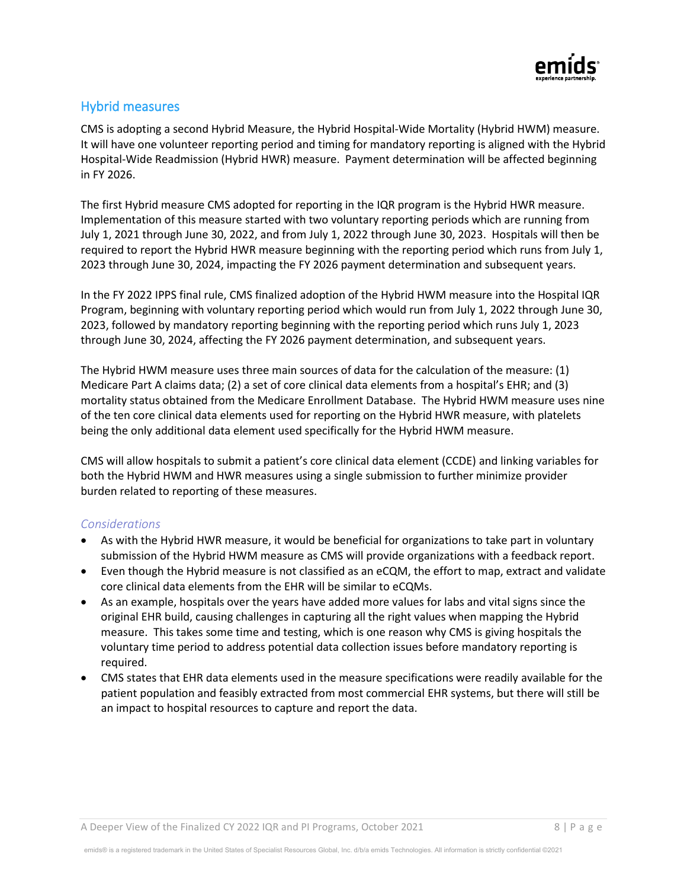## Hybrid measures

CMS is adopting a second Hybrid Measure, the Hybrid Hospital-Wide Mortality (Hybrid HWM) measure. It will have one volunteer reporting period and timing for mandatory reporting is aligned with the Hybrid Hospital-Wide Readmission (Hybrid HWR) measure. Payment determination will be affected beginning in FY 2026.

The first Hybrid measure CMS adopted for reporting in the IQR program is the Hybrid HWR measure. Implementation of this measure started with two voluntary reporting periods which are running from July 1, 2021 through June 30, 2022, and from July 1, 2022 through June 30, 2023. Hospitals will then be required to report the Hybrid HWR measure beginning with the reporting period which runs from July 1, 2023 through June 30, 2024, impacting the FY 2026 payment determination and subsequent years.

In the FY 2022 IPPS final rule, CMS finalized adoption of the Hybrid HWM measure into the Hospital IQR Program, beginning with voluntary reporting period which would run from July 1, 2022 through June 30, 2023, followed by mandatory reporting beginning with the reporting period which runs July 1, 2023 through June 30, 2024, affecting the FY 2026 payment determination, and subsequent years.

The Hybrid HWM measure uses three main sources of data for the calculation of the measure: (1) Medicare Part A claims data; (2) a set of core clinical data elements from a hospital's EHR; and (3) mortality status obtained from the Medicare Enrollment Database. The Hybrid HWM measure uses nine of the ten core clinical data elements used for reporting on the Hybrid HWR measure, with platelets being the only additional data element used specifically for the Hybrid HWM measure.

CMS will allow hospitals to submit a patient's core clinical data element (CCDE) and linking variables for both the Hybrid HWM and HWR measures using a single submission to further minimize provider burden related to reporting of these measures.

### *Considerations*

- As with the Hybrid HWR measure, it would be beneficial for organizations to take part in voluntary submission of the Hybrid HWM measure as CMS will provide organizations with a feedback report.
- Even though the Hybrid measure is not classified as an eCQM, the effort to map, extract and validate core clinical data elements from the EHR will be similar to eCQMs.
- As an example, hospitals over the years have added more values for labs and vital signs since the original EHR build, causing challenges in capturing all the right values when mapping the Hybrid measure. This takes some time and testing, which is one reason why CMS is giving hospitals the voluntary time period to address potential data collection issues before mandatory reporting is required.
- CMS states that EHR data elements used in the measure specifications were readily available for the patient population and feasibly extracted from most commercial EHR systems, but there will still be an impact to hospital resources to capture and report the data.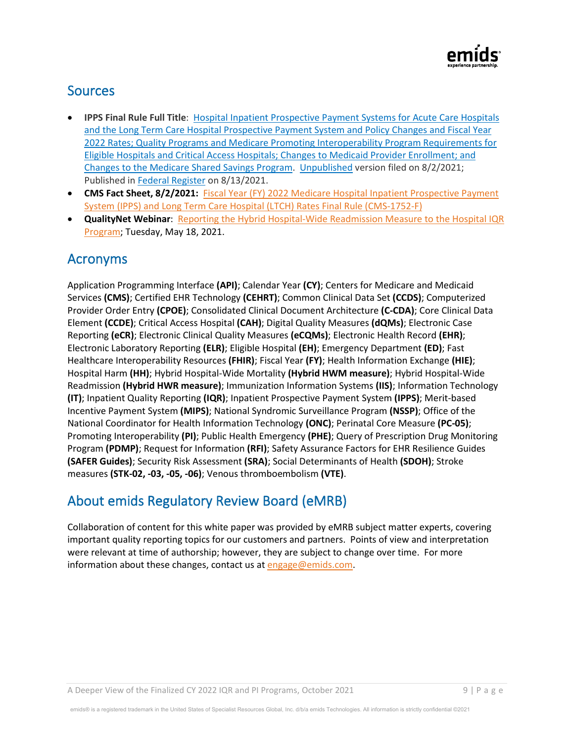## Sources

- **IPPS Final Rule Full Title**: Hospital Inpatient Prospective Payment Systems for Acute Care Hospitals and the Long Term Care Hospital Prospective Payment System and Policy Changes and Fiscal Year 2022 Rates; Quality Programs and Medicare Promoting Interoperability Program Requirements for Eligible Hospitals and Critical Access Hospitals; Changes to Medicaid Provider Enrollment; and Changes to the Medicare Shared Savings Program. Unpublished version filed on 8/2/2021; Published in Federal Register on 8/13/2021.
- **CMS Fact Sheet, 8/2/2021:** Fiscal Year (FY) 2022 Medicare Hospital Inpatient Prospective Payment System (IPPS) and Long Term Care Hospital (LTCH) Rates Final Rule (CMS-1752-F)
- **QualityNet Webinar**: Reporting the Hybrid Hospital-Wide Readmission Measure to the Hospital IQR Program; Tuesday, May 18, 2021.

## Acronyms

Application Programming Interface **(API)**; Calendar Year **(CY)**; Centers for Medicare and Medicaid Services **(CMS)**; Certified EHR Technology **(CEHRT)**; Common Clinical Data Set **(CCDS)**; Computerized Provider Order Entry **(CPOE)**; Consolidated Clinical Document Architecture **(C-CDA)**; Core Clinical Data Element **(CCDE)**; Critical Access Hospital **(CAH)**; Digital Quality Measures **(dQMs)**; Electronic Case Reporting **(eCR)**; Electronic Clinical Quality Measures **(eCQMs)**; Electronic Health Record **(EHR)**; Electronic Laboratory Reporting **(ELR)**; Eligible Hospital **(EH)**; Emergency Department **(ED)**; Fast Healthcare Interoperability Resources **(FHIR)**; Fiscal Year **(FY)**; Health Information Exchange **(HIE)**; Hospital Harm **(HH)**; Hybrid Hospital-Wide Mortality **(Hybrid HWM measure)**; Hybrid Hospital-Wide Readmission **(Hybrid HWR measure)**; Immunization Information Systems **(IIS)**; Information Technology **(IT)**; Inpatient Quality Reporting **(IQR)**; Inpatient Prospective Payment System **(IPPS)**; Merit-based Incentive Payment System **(MIPS)**; National Syndromic Surveillance Program **(NSSP)**; Office of the National Coordinator for Health Information Technology **(ONC)**; Perinatal Core Measure **(PC-05)**; Promoting Interoperability **(PI)**; Public Health Emergency **(PHE)**; Query of Prescription Drug Monitoring Program **(PDMP)**; Request for Information **(RFI)**; Safety Assurance Factors for EHR Resilience Guides **(SAFER Guides)**; Security Risk Assessment **(SRA)**; Social Determinants of Health **(SDOH)**; Stroke measures **(STK-02, -03, -05, -06)**; Venous thromboembolism **(VTE)**.

## About emids Regulatory Review Board (eMRB)

Collaboration of content for this white paper was provided by eMRB subject matter experts, covering important quality reporting topics for our customers and partners. Points of view and interpretation were relevant at time of authorship; however, they are subject to change over time. For more information about these changes, contact us at engage@emids.com.